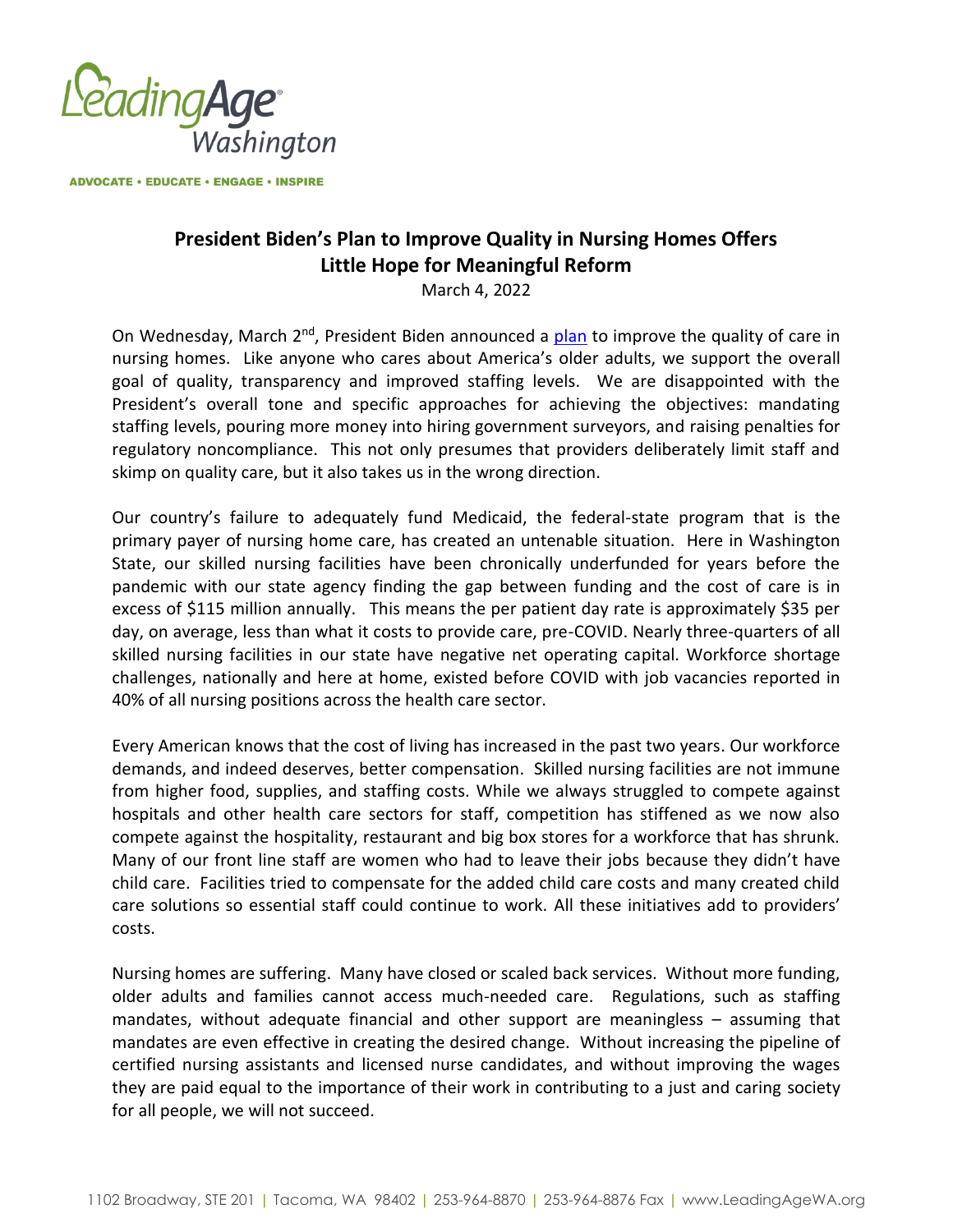LeadingAge Washington

ADVOCATE • EDUCATE • ENGAGE • INSPIRE

## President Biden's Plan to Improve Quality in Nursing Homes Offers Little Hope for Meaningful Reform

March 4, 2022

On Wednesday, March 2nd, President Biden announced a plan to improve the quality of care in nursing homes. Like anyone who cares about America's older adults, we support the overall goal of quality, transparency and improved staffing levels. We are disappointed with the President's overall tone and specific approaches for achieving the objectives: mandating staffing levels, pouring more money into hiring government surveyors, and raising penalties for regulatory noncompliance. This not only presumes that providers deliberately limit staff and skimp on quality care, but it also takes us in the wrong direction.

Our country's failure to adequately fund Medicaid, the federal-state program that is the primary payer of nursing home care, has created an untenable situation. Here in Washington State, our skilled nursing facilities have been chronically underfunded for years before the pandemic with our state agency finding the gap between funding and the cost of care is in excess of $115 million annually. This means the per patient day rate is approximately $35 per day, on average, less than what it costs to provide care, pre-COVID. Nearly three-quarters of all skilled nursing facilities in our state have negative net operating capital. Workforce shortage challenges, nationally and here at home, existed before COVID with job vacancies reported in 40% of all nursing positions across the health care sector.

Every American knows that the cost of living has increased in the past two years. Our workforce demands, and indeed deserves, better compensation. Skilled nursing facilities are not immune from higher food, supplies, and staffing costs. While we always struggled to compete against hospitals and other health care sectors for staff, competition has stiffened as we now also compete against the hospitality, restaurant and big box stores for a workforce that has shrunk. Many of our front line staff are women who had to leave their jobs because they didn't have child care. Facilities tried to compensate for the added child care costs and many created child care solutions so essential staff could continue to work. All these initiatives add to providers' costs.

Nursing homes are suffering. Many have closed or scaled back services. Without more funding, older adults and families cannot access much-needed care. Regulations, such as staffing mandates, without adequate financial and other support are meaningless – assuming that mandates are even effective in creating the desired change. Without increasing the pipeline of certified nursing assistants and licensed nurse candidates, and without improving the wages they are paid equal to the importance of their work in contributing to a just and caring society for all people, we will not succeed.

1102 Broadway, STE 201 | Tacoma, WA 98402 | 253-964-8870 | 253-964-8876 Fax | www.LeadingAgeWA.org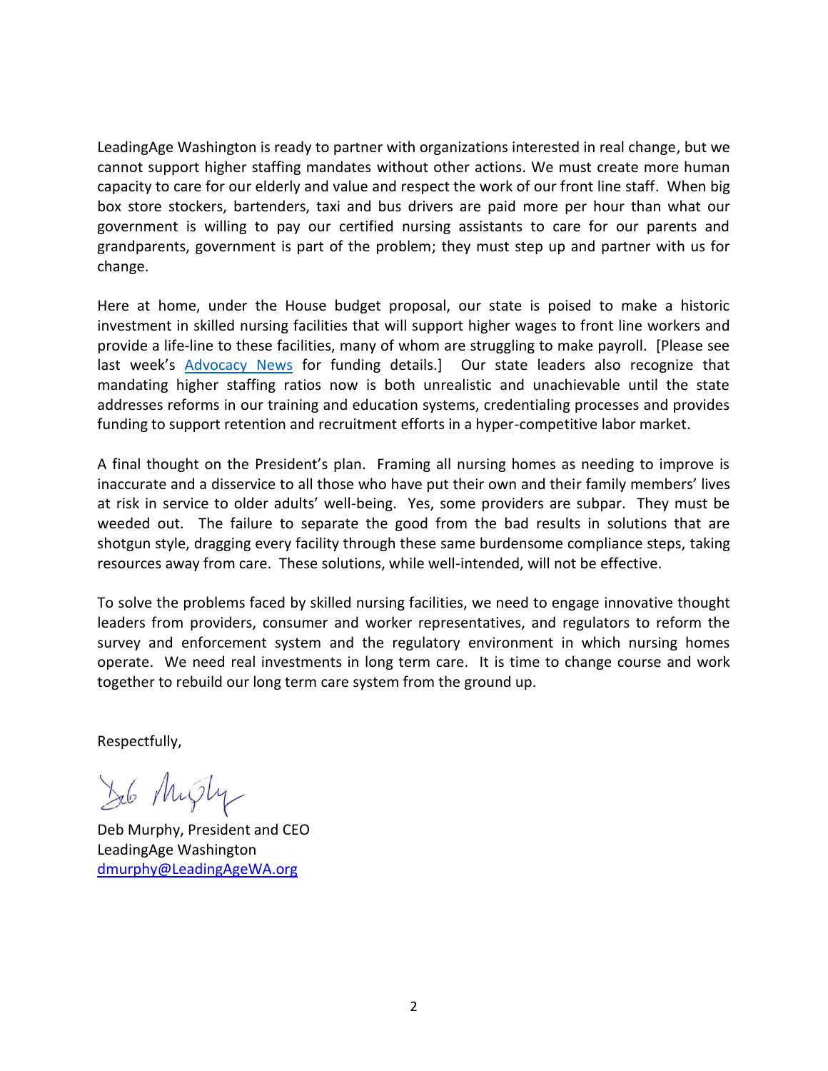LeadingAge Washington is ready to partner with organizations interested in real change, but we cannot support higher staffing mandates without other actions. We must create more human capacity to care for our elderly and value and respect the work of our front line staff. When big box store stockers, bartenders, taxi and bus drivers are paid more per hour than what our government is willing to pay our certified nursing assistants to care for our parents and grandparents, government is part of the problem; they must step up and partner with us for change.

Here at home, under the House budget proposal, our state is poised to make a historic investment in skilled nursing facilities that will support higher wages to front line workers and provide a life-line to these facilities, many of whom are struggling to make payroll. [Please see last week's Advocacy News for funding details.] Our state leaders also recognize that mandating higher staffing ratios now is both unrealistic and unachievable until the state addresses reforms in our training and education systems, credentialing processes and provides funding to support retention and recruitment efforts in a hyper-competitive labor market.

A final thought on the President's plan. Framing all nursing homes as needing to improve is inaccurate and a disservice to all those who have put their own and their family members' lives at risk in service to older adults' well-being. Yes, some providers are subpar. They must be weeded out. The failure to separate the good from the bad results in solutions that are shotgun style, dragging every facility through these same burdensome compliance steps, taking resources away from care. These solutions, while well-intended, will not be effective.

To solve the problems faced by skilled nursing facilities, we need to engage innovative thought leaders from providers, consumer and worker representatives, and regulators to reform the survey and enforcement system and the regulatory environment in which nursing homes operate. We need real investments in long term care. It is time to change course and work together to rebuild our long term care system from the ground up.

Respectfully,

Deb Murphy, President and CEO
LeadingAge Washington
dmurphy@LeadingAgeWA.org